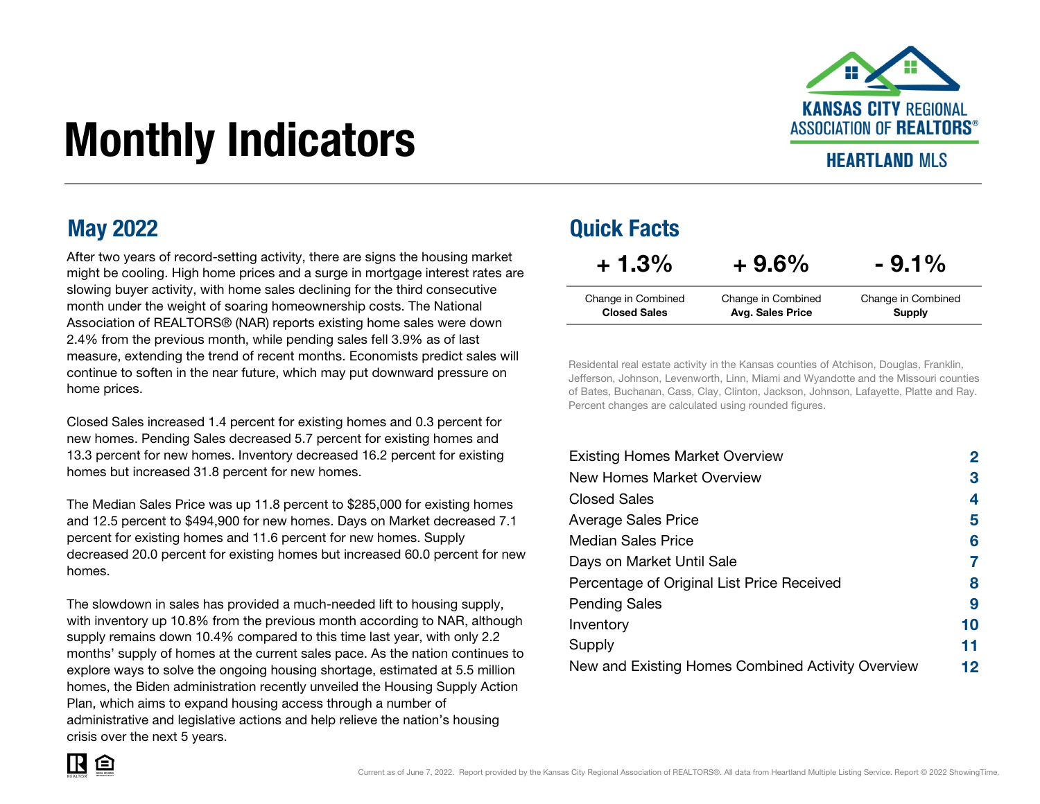# Monthly Indicators

KANSAS CITY REGIONAL ASSOCIATION OF REALTORS®

HEARTLAND MLS

## May 2022

After two years of record-setting activity, there are signs the housing market might be cooling. High home prices and a surge in mortgage interest rates are slowing buyer activity, with home sales declining for the third consecutive month under the weight of soaring homeownership costs. The National Association of REALTORS® (NAR) reports existing home sales were down 2.4% from the previous month, while pending sales fell 3.9% as of last measure, extending the trend of recent months. Economists predict sales will continue to soften in the near future, which may put downward pressure on home prices.

Closed Sales increased 1.4 percent for existing homes and 0.3 percent for new homes. Pending Sales decreased 5.7 percent for existing homes and 13.3 percent for new homes. Inventory decreased 16.2 percent for existing homes but increased 31.8 percent for new homes.

The Median Sales Price was up 11.8 percent to $285,000 for existing homes and 12.5 percent to $494,900 for new homes. Days on Market decreased 7.1 percent for existing homes and 11.6 percent for new homes. Supply decreased 20.0 percent for existing homes but increased 60.0 percent for new homes.

The slowdown in sales has provided a much-needed lift to housing supply, with inventory up 10.8% from the previous month according to NAR, although supply remains down 10.4% compared to this time last year, with only 2.2 months' supply of homes at the current sales pace. As the nation continues to explore ways to solve the ongoing housing shortage, estimated at 5.5 million homes, the Biden administration recently unveiled the Housing Supply Action Plan, which aims to expand housing access through a number of administrative and legislative actions and help relieve the nation's housing crisis over the next 5 years.

## Quick Facts

| + 1.3% | + 9.6% | - 9.1% |
|---|---|---|
| Change in Combined **Closed Sales** | Change in Combined **Avg. Sales Price** | Change in Combined **Supply** |

Residental real estate activity in the Kansas counties of Atchison, Douglas, Franklin, Jefferson, Johnson, Levenworth, Linn, Miami and Wyandotte and the Missouri counties of Bates, Buchanan, Cass, Clay, Clinton, Jackson, Johnson, Lafayette, Platte and Ray. Percent changes are calculated using rounded figures.

| | |
|---|---|
| Existing Homes Market Overview | 2 |
| New Homes Market Overview | 3 |
| Closed Sales | 4 |
| Average Sales Price | 5 |
| Median Sales Price | 6 |
| Days on Market Until Sale | 7 |
| Percentage of Original List Price Received | 8 |
| Pending Sales | 9 |
| Inventory | 10 |
| Supply | 11 |
| New and Existing Homes Combined Activity Overview | 12 |

Current as of June 7, 2022. Report provided by the Kansas City Regional Association of REALTORS®. All data from Heartland Multiple Listing Service. Report © 2022 ShowingTime.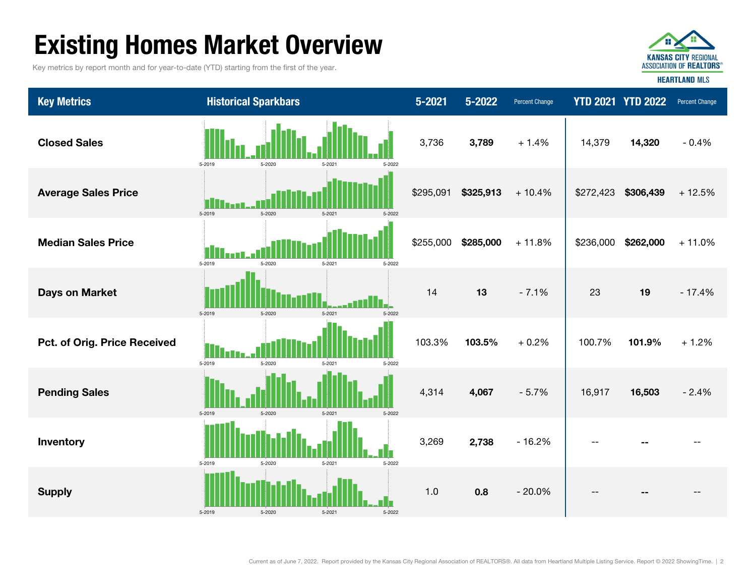# Existing Homes Market Overview

Key metrics by report month and for year-to-date (YTD) starting from the first of the year.

| Key Metrics | Historical Sparkbars | 5-2021 | 5-2022 | Percent Change | YTD 2021 | YTD 2022 | Percent Change |
|---|---|---|---|---|---|---|---|
| **Closed Sales** | 5-2019 5-2020 5-2021 5-2022 | 3,736 | **3,789** | + 1.4% | 14,379 | **14,320** | - 0.4% |
| **Average Sales Price** | 5-2019 5-2020 5-2021 5-2022 | $295,091 | **$325,913** | + 10.4% | $272,423 | **$306,439** | + 12.5% |
| **Median Sales Price** | 5-2019 5-2020 5-2021 5-2022 | $255,000 | **$285,000** | + 11.8% | $236,000 | **$262,000** | + 11.0% |
| **Days on Market** | 5-2019 5-2020 5-2021 5-2022 | 14 | **13** | - 7.1% | 23 | **19** | - 17.4% |
| **Pct. of Orig. Price Received** | 5-2019 5-2020 5-2021 5-2022 | 103.3% | **103.5%** | + 0.2% | 100.7% | **101.9%** | + 1.2% |
| **Pending Sales** | 5-2019 5-2020 5-2021 5-2022 | 4,314 | **4,067** | - 5.7% | 16,917 | **16,503** | - 2.4% |
| **Inventory** | 5-2019 5-2020 5-2021 5-2022 | 3,269 | **2,738** | - 16.2% | -- | **--** | -- |
| **Supply** | 5-2019 5-2020 5-2021 5-2022 | 1.0 | **0.8** | - 20.0% | -- | **--** | -- |

Current as of June 7, 2022. Report provided by the Kansas City Regional Association of REALTORS®. All data from Heartland Multiple Listing Service. Report © 2022 ShowingTime.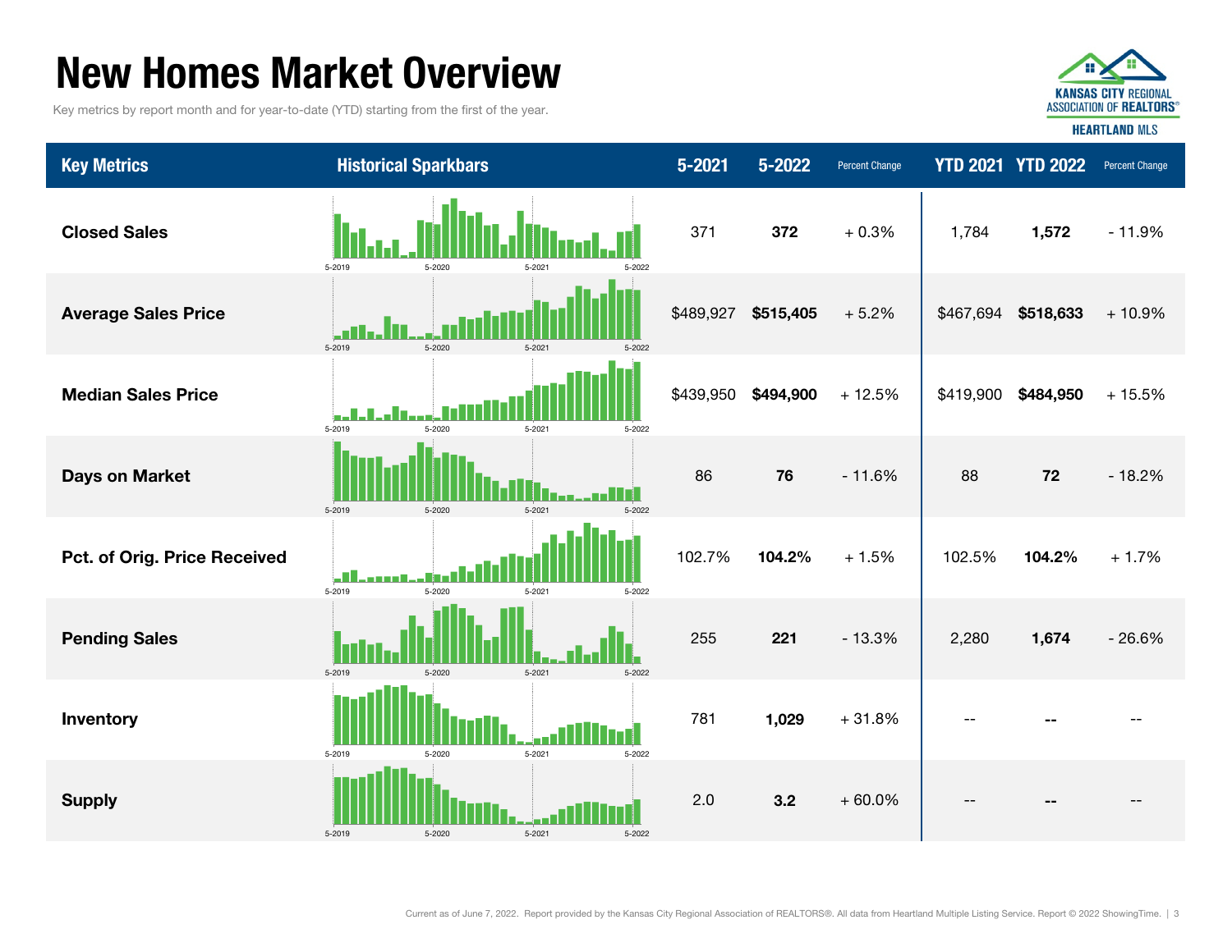# New Homes Market Overview

Key metrics by report month and for year-to-date (YTD) starting from the first of the year.

| Key Metrics | Historical Sparkbars | 5-2021 | 5-2022 | Percent Change | YTD 2021 | YTD 2022 | Percent Change |
|---|---|---|---|---|---|---|---|
| **Closed Sales** | 5-2019 5-2020 5-2021 5-2022 | 371 | **372** | + 0.3% | 1,784 | **1,572** | - 11.9% |
| **Average Sales Price** | 5-2019 5-2020 5-2021 5-2022 | $489,927 | **$515,405** | + 5.2% | $467,694 | **$518,633** | + 10.9% |
| **Median Sales Price** | 5-2019 5-2020 5-2021 5-2022 | $439,950 | **$494,900** | + 12.5% | $419,900 | **$484,950** | + 15.5% |
| **Days on Market** | 5-2019 5-2020 5-2021 5-2022 | 86 | **76** | - 11.6% | 88 | **72** | - 18.2% |
| **Pct. of Orig. Price Received** | 5-2019 5-2020 5-2021 5-2022 | 102.7% | **104.2%** | + 1.5% | 102.5% | **104.2%** | + 1.7% |
| **Pending Sales** | 5-2019 5-2020 5-2021 5-2022 | 255 | **221** | - 13.3% | 2,280 | **1,674** | - 26.6% |
| **Inventory** | 5-2019 5-2020 5-2021 5-2022 | 781 | **1,029** | + 31.8% | -- | **--** | -- |
| **Supply** | 5-2019 5-2020 5-2021 5-2022 | 2.0 | **3.2** | + 60.0% | -- | **--** | -- |

Current as of June 7, 2022. Report provided by the Kansas City Regional Association of REALTORS®. All data from Heartland Multiple Listing Service. Report © 2022 ShowingTime.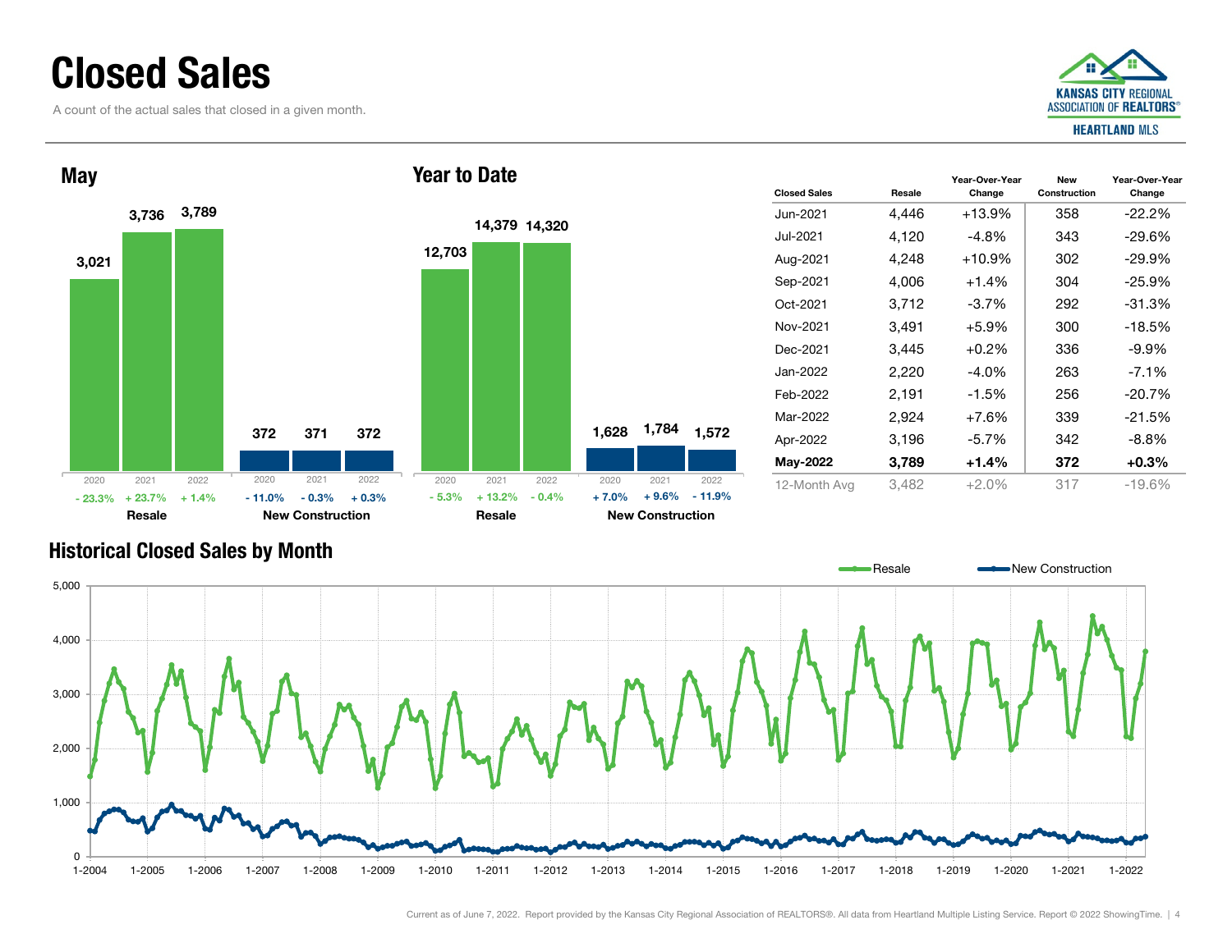# Closed Sales

A count of the actual sales that closed in a given month.

## May

| | 2020 | 2021 | 2022 |
|---|---|---|---|
| Resale | 3,021 | 3,736 | 3,789 |
| Change | - 23.3% | + 23.7% | + 1.4% |
| New Construction | 372 | 371 | 372 |
| Change | - 11.0% | - 0.3% | + 0.3% |

## Year to Date

| | 2020 | 2021 | 2022 |
|---|---|---|---|
| Resale | 12,703 | 14,379 | 14,320 |
| Change | - 5.3% | + 13.2% | - 0.4% |
| New Construction | 1,628 | 1,784 | 1,572 |
| Change | + 7.0% | + 9.6% | - 11.9% |

| Closed Sales | Resale | Year-Over-Year Change | New Construction | Year-Over-Year Change |
|---|---|---|---|---|
| Jun-2021 | 4,446 | +13.9% | 358 | -22.2% |
| Jul-2021 | 4,120 | -4.8% | 343 | -29.6% |
| Aug-2021 | 4,248 | +10.9% | 302 | -29.9% |
| Sep-2021 | 4,006 | +1.4% | 304 | -25.9% |
| Oct-2021 | 3,712 | -3.7% | 292 | -31.3% |
| Nov-2021 | 3,491 | +5.9% | 300 | -18.5% |
| Dec-2021 | 3,445 | +0.2% | 336 | -9.9% |
| Jan-2022 | 2,220 | -4.0% | 263 | -7.1% |
| Feb-2022 | 2,191 | -1.5% | 256 | -20.7% |
| Mar-2022 | 2,924 | +7.6% | 339 | -21.5% |
| Apr-2022 | 3,196 | -5.7% | 342 | -8.8% |
| **May-2022** | **3,789** | **+1.4%** | **372** | **+0.3%** |
| 12-Month Avg | 3,482 | +2.0% | 317 | -19.6% |

## Historical Closed Sales by Month

Resale / New Construction

Current as of June 7, 2022. Report provided by the Kansas City Regional Association of REALTORS®. All data from Heartland Multiple Listing Service. Report © 2022 ShowingTime.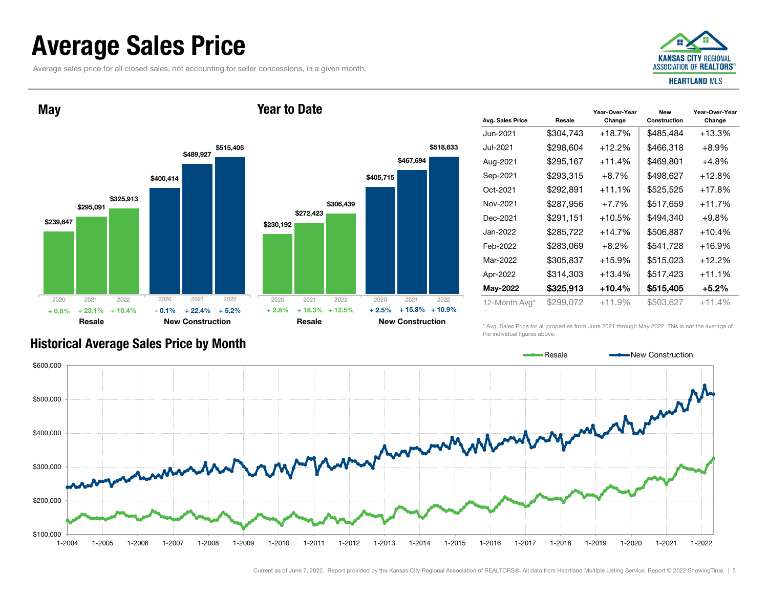# Average Sales Price

Average sales price for all closed sales, not accounting for seller concessions, in a given month.

KANSAS CITY REGIONAL ASSOCIATION OF REALTORS® HEARTLAND MLS

## May

| | 2020 | 2021 | 2022 |
|---|---|---|---|
| Resale | $239,647 | $295,091 | $325,913 |
| Resale change | + 0.8% | + 23.1% | + 10.4% |
| New Construction | $400,414 | $489,927 | $515,405 |
| New Construction change | - 0.1% | + 22.4% | + 5.2% |

## Year to Date

| | 2020 | 2021 | 2022 |
|---|---|---|---|
| Resale | $230,192 | $272,423 | $306,439 |
| Resale change | + 2.8% | + 18.3% | + 12.5% |
| New Construction | $405,715 | $467,694 | $518,633 |
| New Construction change | + 2.5% | + 15.3% | + 10.9% |

| Avg. Sales Price | Resale | Year-Over-Year Change | New Construction | Year-Over-Year Change |
|---|---|---|---|---|
| Jun-2021 | $304,743 | +18.7% | $485,484 | +13.3% |
| Jul-2021 | $298,604 | +12.2% | $466,318 | +8.9% |
| Aug-2021 | $295,167 | +11.4% | $469,801 | +4.8% |
| Sep-2021 | $293,315 | +8.7% | $498,627 | +12.8% |
| Oct-2021 | $292,891 | +11.1% | $525,525 | +17.8% |
| Nov-2021 | $287,956 | +7.7% | $517,659 | +11.7% |
| Dec-2021 | $291,151 | +10.5% | $494,340 | +9.8% |
| Jan-2022 | $285,722 | +14.7% | $506,887 | +10.4% |
| Feb-2022 | $283,069 | +8.2% | $541,728 | +16.9% |
| Mar-2022 | $305,837 | +15.9% | $515,023 | +12.2% |
| Apr-2022 | $314,303 | +13.4% | $517,423 | +11.1% |
| **May-2022** | **$325,913** | **+10.4%** | **$515,405** | **+5.2%** |
| 12-Month Avg* | $299,072 | +11.9% | $503,627 | +11.4% |

\* Avg. Sales Price for all properties from June 2021 through May 2022. This is not the average of the individual figures above.

## Historical Average Sales Price by Month

Resale — New Construction

$600,000 · $500,000 · $400,000 · $300,000 · $200,000 · $100,000

1-2004 · 1-2005 · 1-2006 · 1-2007 · 1-2008 · 1-2009 · 1-2010 · 1-2011 · 1-2012 · 1-2013 · 1-2014 · 1-2015 · 1-2016 · 1-2017 · 1-2018 · 1-2019 · 1-2020 · 1-2021 · 1-2022

Current as of June 7, 2022. Report provided by the Kansas City Regional Association of REALTORS®. All data from Heartland Multiple Listing Service. Report © 2022 ShowingTime.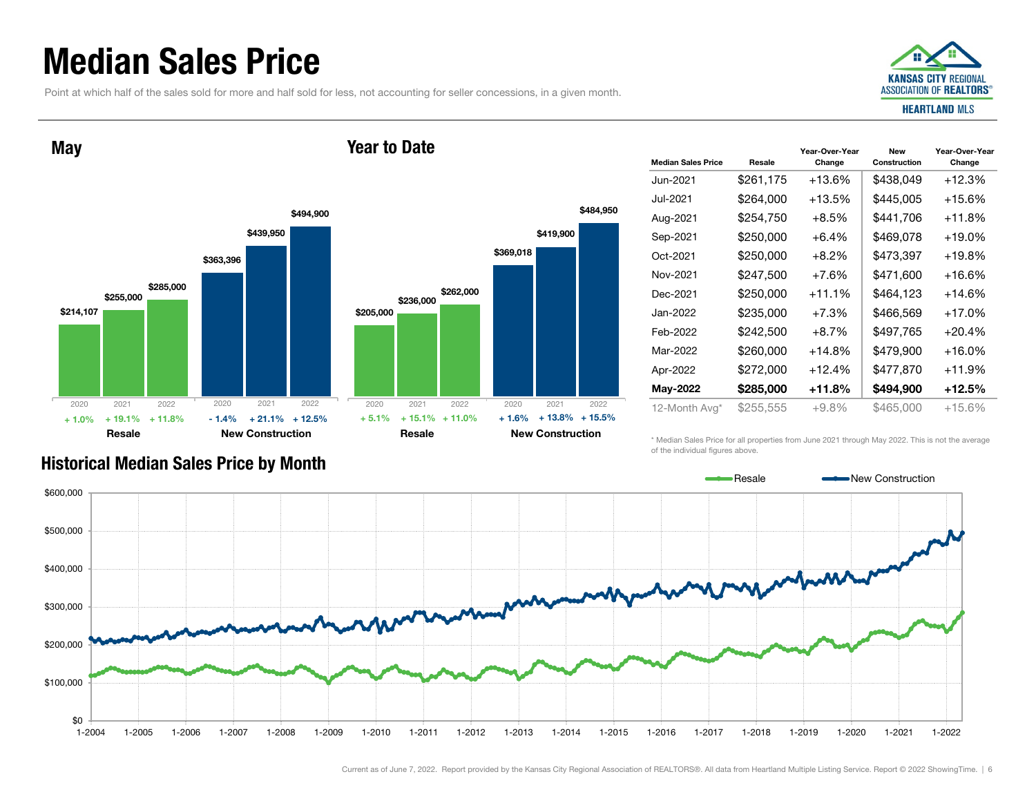# Median Sales Price

Point at which half of the sales sold for more and half sold for less, not accounting for seller concessions, in a given month.

## May

| | 2020 | 2021 | 2022 |
|---|---|---|---|
| Resale | $214,107 | $255,000 | $285,000 |
| Resale change | + 1.0% | + 19.1% | + 11.8% |
| New Construction | $363,396 | $439,950 | $494,900 |
| New Construction change | - 1.4% | + 21.1% | + 12.5% |

## Year to Date

| | 2020 | 2021 | 2022 |
|---|---|---|---|
| Resale | $205,000 | $236,000 | $262,000 |
| Resale change | + 5.1% | + 15.1% | + 11.0% |
| New Construction | $369,018 | $419,900 | $484,950 |
| New Construction change | + 1.6% | + 13.8% | + 15.5% |

| Median Sales Price | Resale | Year-Over-Year Change | New Construction | Year-Over-Year Change |
|---|---|---|---|---|
| Jun-2021 | $261,175 | +13.6% | $438,049 | +12.3% |
| Jul-2021 | $264,000 | +13.5% | $445,005 | +15.6% |
| Aug-2021 | $254,750 | +8.5% | $441,706 | +11.8% |
| Sep-2021 | $250,000 | +6.4% | $469,078 | +19.0% |
| Oct-2021 | $250,000 | +8.2% | $473,397 | +19.8% |
| Nov-2021 | $247,500 | +7.6% | $471,600 | +16.6% |
| Dec-2021 | $250,000 | +11.1% | $464,123 | +14.6% |
| Jan-2022 | $235,000 | +7.3% | $466,569 | +17.0% |
| Feb-2022 | $242,500 | +8.7% | $497,765 | +20.4% |
| Mar-2022 | $260,000 | +14.8% | $479,900 | +16.0% |
| Apr-2022 | $272,000 | +12.4% | $477,870 | +11.9% |
| **May-2022** | **$285,000** | **+11.8%** | **$494,900** | **+12.5%** |
| 12-Month Avg* | $255,555 | +9.8% | $465,000 | +15.6% |

\* Median Sales Price for all properties from June 2021 through May 2022. This is not the average of the individual figures above.

## Historical Median Sales Price by Month

Resale — New Construction

$600,000 | $500,000 | $400,000 | $300,000 | $200,000 | $100,000 | $0

1-2004 | 1-2005 | 1-2006 | 1-2007 | 1-2008 | 1-2009 | 1-2010 | 1-2011 | 1-2012 | 1-2013 | 1-2014 | 1-2015 | 1-2016 | 1-2017 | 1-2018 | 1-2019 | 1-2020 | 1-2021 | 1-2022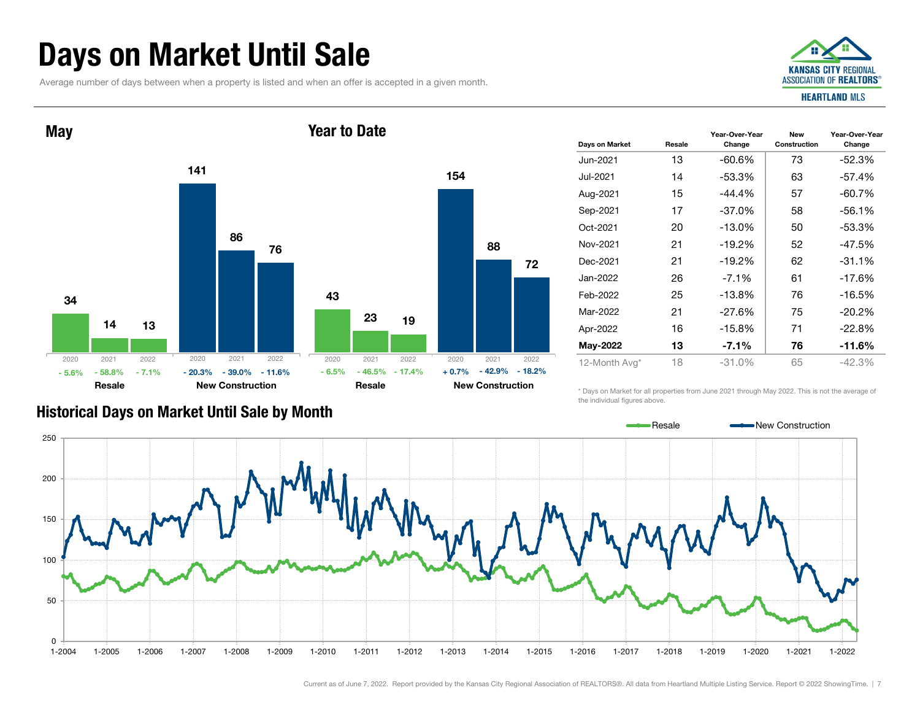# Days on Market Until Sale

Average number of days between when a property is listed and when an offer is accepted in a given month.

KANSAS CITY REGIONAL ASSOCIATION OF REALTORS® HEARTLAND MLS

## May

| | 2020 | 2021 | 2022 |
|---|---|---|---|
| Resale | 34 | 14 | 13 |
| Change | - 5.6% | - 58.8% | - 7.1% |
| New Construction | 141 | 86 | 76 |
| Change | - 20.3% | - 39.0% | - 11.6% |

## Year to Date

| | 2020 | 2021 | 2022 |
|---|---|---|---|
| Resale | 43 | 23 | 19 |
| Change | - 6.5% | - 46.5% | - 17.4% |
| New Construction | 154 | 88 | 72 |
| Change | + 0.7% | - 42.9% | - 18.2% |

| Days on Market | Resale | Year-Over-Year Change | New Construction | Year-Over-Year Change |
|---|---|---|---|---|
| Jun-2021 | 13 | -60.6% | 73 | -52.3% |
| Jul-2021 | 14 | -53.3% | 63 | -57.4% |
| Aug-2021 | 15 | -44.4% | 57 | -60.7% |
| Sep-2021 | 17 | -37.0% | 58 | -56.1% |
| Oct-2021 | 20 | -13.0% | 50 | -53.3% |
| Nov-2021 | 21 | -19.2% | 52 | -47.5% |
| Dec-2021 | 21 | -19.2% | 62 | -31.1% |
| Jan-2022 | 26 | -7.1% | 61 | -17.6% |
| Feb-2022 | 25 | -13.8% | 76 | -16.5% |
| Mar-2022 | 21 | -27.6% | 75 | -20.2% |
| Apr-2022 | 16 | -15.8% | 71 | -22.8% |
| **May-2022** | **13** | **-7.1%** | **76** | **-11.6%** |
| 12-Month Avg* | 18 | -31.0% | 65 | -42.3% |

\* Days on Market for all properties from June 2021 through May 2022. This is not the average of the individual figures above.

## Historical Days on Market Until Sale by Month

Resale — New Construction

Chart: y-axis 0–250; x-axis 1-2004 through 1-2022.

Current as of June 7, 2022. Report provided by the Kansas City Regional Association of REALTORS®. All data from Heartland Multiple Listing Service. Report © 2022 ShowingTime.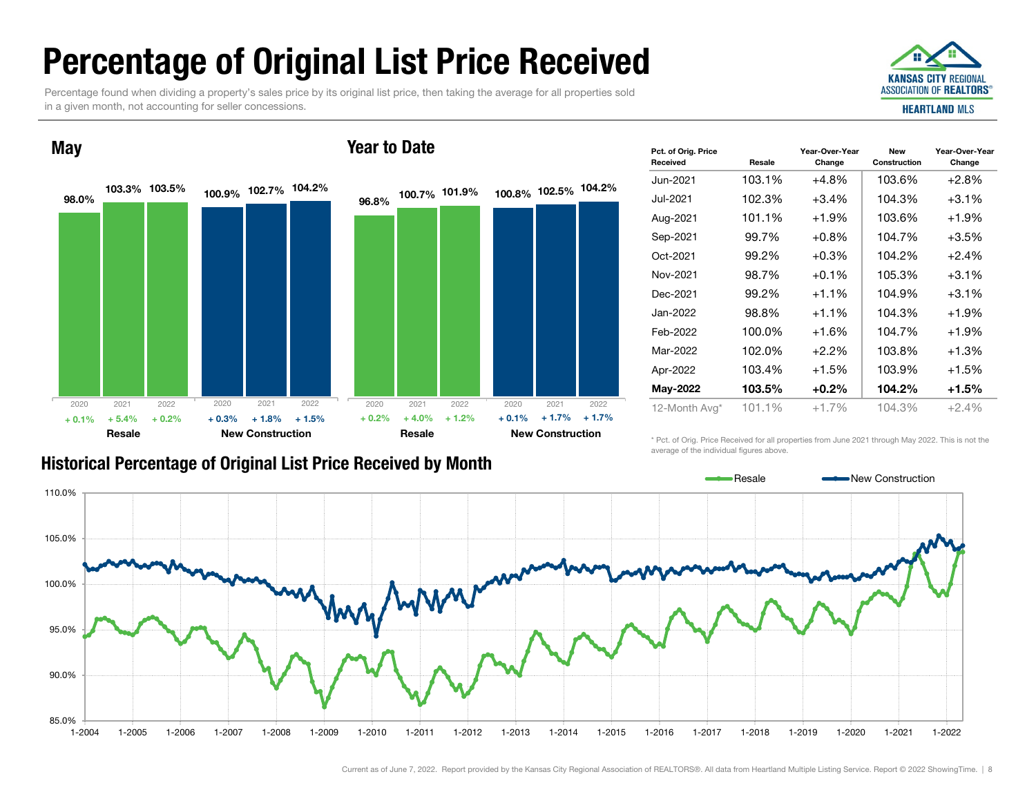# Percentage of Original List Price Received

Percentage found when dividing a property's sales price by its original list price, then taking the average for all properties sold in a given month, not accounting for seller concessions.

## May

| | 2020 | 2021 | 2022 |
|---|---|---|---|
| Resale | 98.0% | 103.3% | 103.5% |
| Change | + 0.1% | + 5.4% | + 0.2% |
| New Construction | 100.9% | 102.7% | 104.2% |
| Change | + 0.3% | + 1.8% | + 1.5% |

## Year to Date

| | 2020 | 2021 | 2022 |
|---|---|---|---|
| Resale | 96.8% | 100.7% | 101.9% |
| Change | + 0.2% | + 4.0% | + 1.2% |
| New Construction | 100.8% | 102.5% | 104.2% |
| Change | + 0.1% | + 1.7% | + 1.7% |

| Pct. of Orig. Price Received | Resale | Year-Over-Year Change | New Construction | Year-Over-Year Change |
|---|---|---|---|---|
| Jun-2021 | 103.1% | +4.8% | 103.6% | +2.8% |
| Jul-2021 | 102.3% | +3.4% | 104.3% | +3.1% |
| Aug-2021 | 101.1% | +1.9% | 103.6% | +1.9% |
| Sep-2021 | 99.7% | +0.8% | 104.7% | +3.5% |
| Oct-2021 | 99.2% | +0.3% | 104.2% | +2.4% |
| Nov-2021 | 98.7% | +0.1% | 105.3% | +3.1% |
| Dec-2021 | 99.2% | +1.1% | 104.9% | +3.1% |
| Jan-2022 | 98.8% | +1.1% | 104.3% | +1.9% |
| Feb-2022 | 100.0% | +1.6% | 104.7% | +1.9% |
| Mar-2022 | 102.0% | +2.2% | 103.8% | +1.3% |
| Apr-2022 | 103.4% | +1.5% | 103.9% | +1.5% |
| **May-2022** | **103.5%** | **+0.2%** | **104.2%** | **+1.5%** |
| 12-Month Avg* | 101.1% | +1.7% | 104.3% | +2.4% |

* Pct. of Orig. Price Received for all properties from June 2021 through May 2022. This is not the average of the individual figures above.

## Historical Percentage of Original List Price Received by Month

Resale — New Construction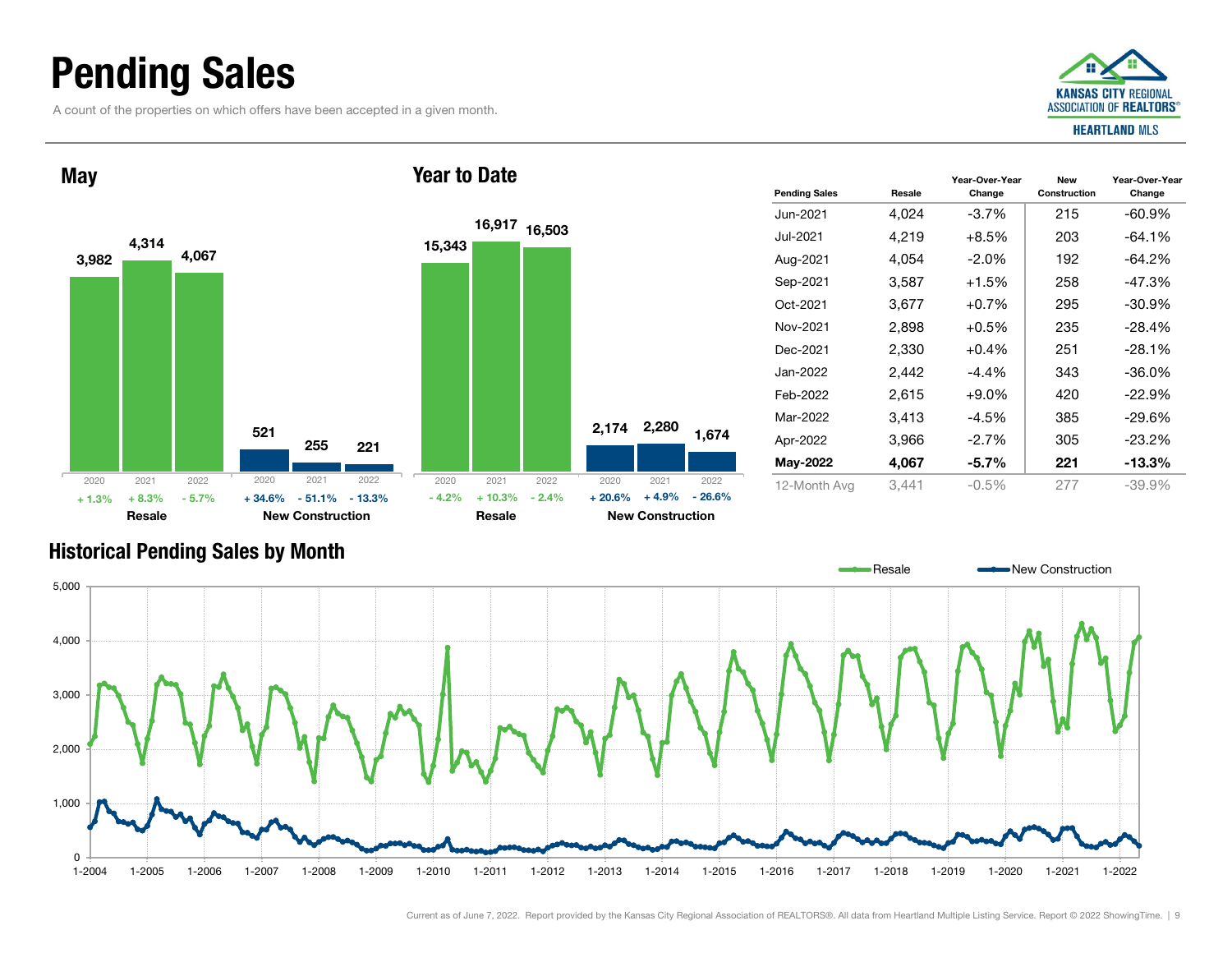# Pending Sales

A count of the properties on which offers have been accepted in a given month.

## May

| | 2020 | 2021 | 2022 |
|---|---|---|---|
| Resale | 3,982 | 4,314 | 4,067 |
| Resale change | + 1.3% | + 8.3% | - 5.7% |
| New Construction | 521 | 255 | 221 |
| New Construction change | + 34.6% | - 51.1% | - 13.3% |

## Year to Date

| | 2020 | 2021 | 2022 |
|---|---|---|---|
| Resale | 15,343 | 16,917 | 16,503 |
| Resale change | - 4.2% | + 10.3% | - 2.4% |
| New Construction | 2,174 | 2,280 | 1,674 |
| New Construction change | + 20.6% | + 4.9% | - 26.6% |

| Pending Sales | Resale | Year-Over-Year Change | New Construction | Year-Over-Year Change |
|---|---|---|---|---|
| Jun-2021 | 4,024 | -3.7% | 215 | -60.9% |
| Jul-2021 | 4,219 | +8.5% | 203 | -64.1% |
| Aug-2021 | 4,054 | -2.0% | 192 | -64.2% |
| Sep-2021 | 3,587 | +1.5% | 258 | -47.3% |
| Oct-2021 | 3,677 | +0.7% | 295 | -30.9% |
| Nov-2021 | 2,898 | +0.5% | 235 | -28.4% |
| Dec-2021 | 2,330 | +0.4% | 251 | -28.1% |
| Jan-2022 | 2,442 | -4.4% | 343 | -36.0% |
| Feb-2022 | 2,615 | +9.0% | 420 | -22.9% |
| Mar-2022 | 3,413 | -4.5% | 385 | -29.6% |
| Apr-2022 | 3,966 | -2.7% | 305 | -23.2% |
| **May-2022** | **4,067** | **-5.7%** | **221** | **-13.3%** |
| 12-Month Avg | 3,441 | -0.5% | 277 | -39.9% |

## Historical Pending Sales by Month

Resale — New Construction

Current as of June 7, 2022. Report provided by the Kansas City Regional Association of REALTORS®. All data from Heartland Multiple Listing Service. Report © 2022 ShowingTime.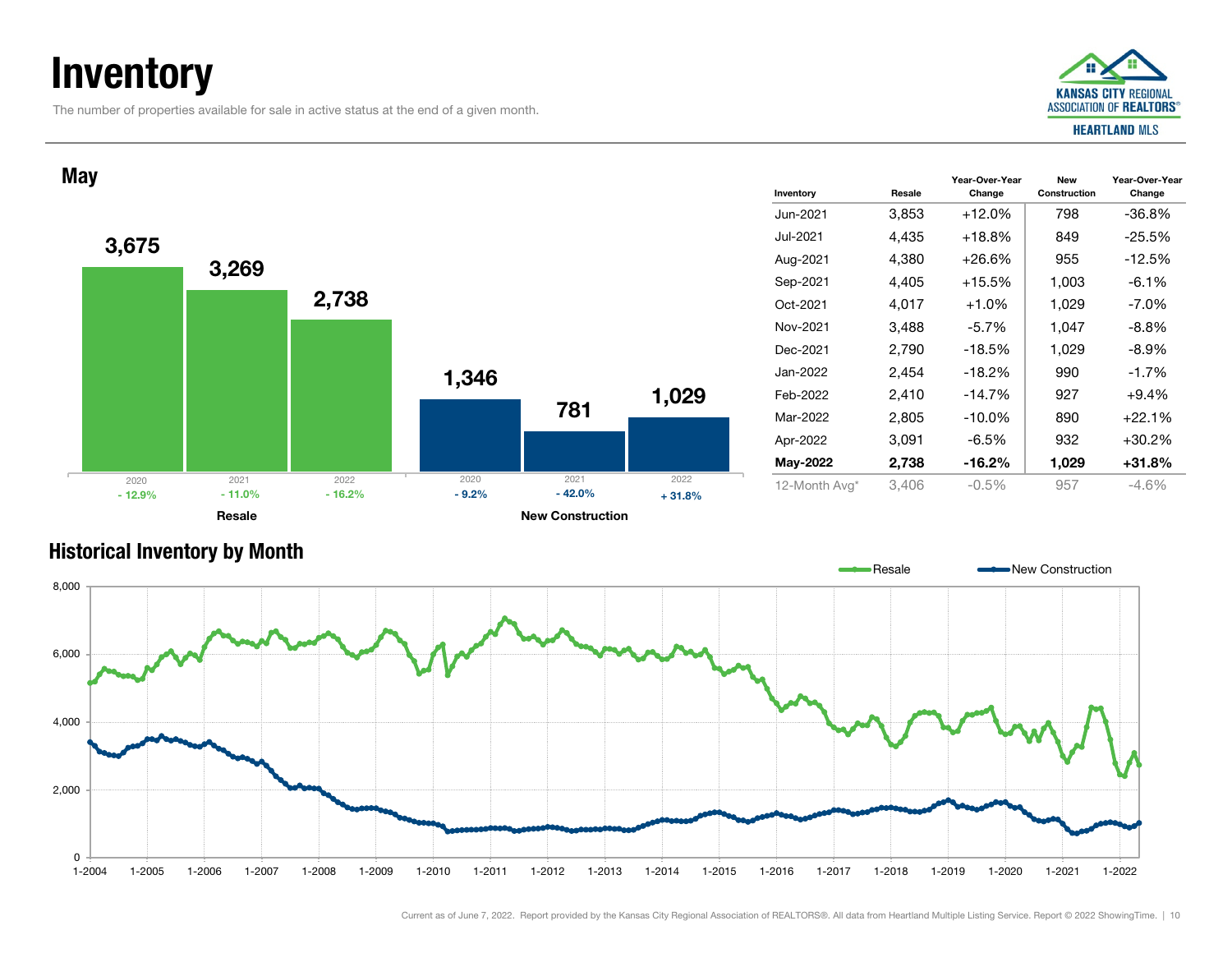# Inventory

The number of properties available for sale in active status at the end of a given month.

## May

| | 2020 | 2021 | 2022 |
|---|---|---|---|
| Resale | 3,675 | 3,269 | 2,738 |
| Resale change | - 12.9% | - 11.0% | - 16.2% |
| New Construction | 1,346 | 781 | 1,029 |
| New Construction change | - 9.2% | - 42.0% | + 31.8% |

| Inventory | Resale | Year-Over-Year Change | New Construction | Year-Over-Year Change |
|---|---|---|---|---|
| Jun-2021 | 3,853 | +12.0% | 798 | -36.8% |
| Jul-2021 | 4,435 | +18.8% | 849 | -25.5% |
| Aug-2021 | 4,380 | +26.6% | 955 | -12.5% |
| Sep-2021 | 4,405 | +15.5% | 1,003 | -6.1% |
| Oct-2021 | 4,017 | +1.0% | 1,029 | -7.0% |
| Nov-2021 | 3,488 | -5.7% | 1,047 | -8.8% |
| Dec-2021 | 2,790 | -18.5% | 1,029 | -8.9% |
| Jan-2022 | 2,454 | -18.2% | 990 | -1.7% |
| Feb-2022 | 2,410 | -14.7% | 927 | +9.4% |
| Mar-2022 | 2,805 | -10.0% | 890 | +22.1% |
| Apr-2022 | 3,091 | -6.5% | 932 | +30.2% |
| **May-2022** | **2,738** | **-16.2%** | **1,029** | **+31.8%** |
| 12-Month Avg* | 3,406 | -0.5% | 957 | -4.6% |

## Historical Inventory by Month

Resale / New Construction

Current as of June 7, 2022. Report provided by the Kansas City Regional Association of REALTORS®. All data from Heartland Multiple Listing Service. Report © 2022 ShowingTime.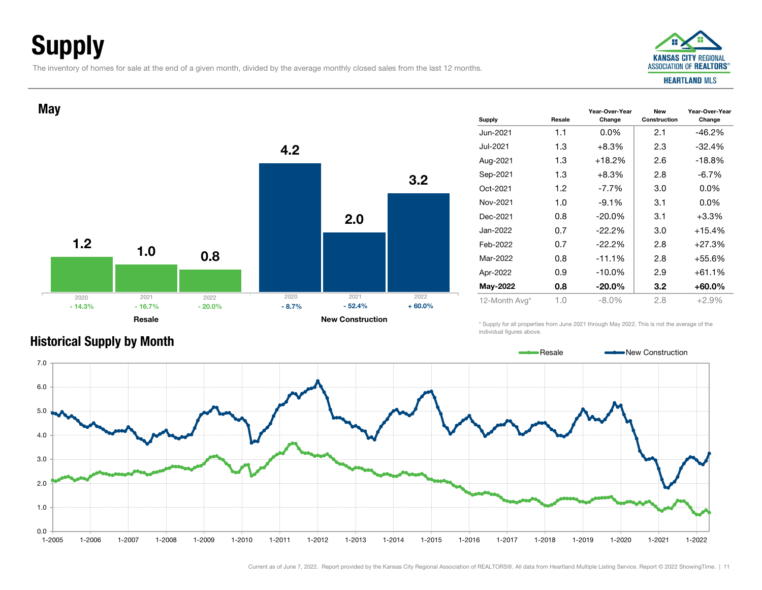# Supply

The inventory of homes for sale at the end of a given month, divided by the average monthly closed sales from the last 12 months.

## May

| | 2020 | 2021 | 2022 |
|---|---|---|---|
| Resale | 1.2 | 1.0 | 0.8 |
| Resale YoY | - 14.3% | - 16.7% | - 20.0% |
| New Construction | 4.2 | 2.0 | 3.2 |
| New Construction YoY | - 8.7% | - 52.4% | + 60.0% |

| Supply | Resale | Year-Over-Year Change | New Construction | Year-Over-Year Change |
|---|---|---|---|---|
| Jun-2021 | 1.1 | 0.0% | 2.1 | -46.2% |
| Jul-2021 | 1.3 | +8.3% | 2.3 | -32.4% |
| Aug-2021 | 1.3 | +18.2% | 2.6 | -18.8% |
| Sep-2021 | 1.3 | +8.3% | 2.8 | -6.7% |
| Oct-2021 | 1.2 | -7.7% | 3.0 | 0.0% |
| Nov-2021 | 1.0 | -9.1% | 3.1 | 0.0% |
| Dec-2021 | 0.8 | -20.0% | 3.1 | +3.3% |
| Jan-2022 | 0.7 | -22.2% | 3.0 | +15.4% |
| Feb-2022 | 0.7 | -22.2% | 2.8 | +27.3% |
| Mar-2022 | 0.8 | -11.1% | 2.8 | +55.6% |
| Apr-2022 | 0.9 | -10.0% | 2.9 | +61.1% |
| **May-2022** | **0.8** | **-20.0%** | **3.2** | **+60.0%** |
| 12-Month Avg* | 1.0 | -8.0% | 2.8 | +2.9% |

\* Supply for all properties from June 2021 through May 2022. This is not the average of the individual figures above.

## Historical Supply by Month

Legend: Resale, New Construction

Current as of June 7, 2022. Report provided by the Kansas City Regional Association of REALTORS®. All data from Heartland Multiple Listing Service. Report © 2022 ShowingTime.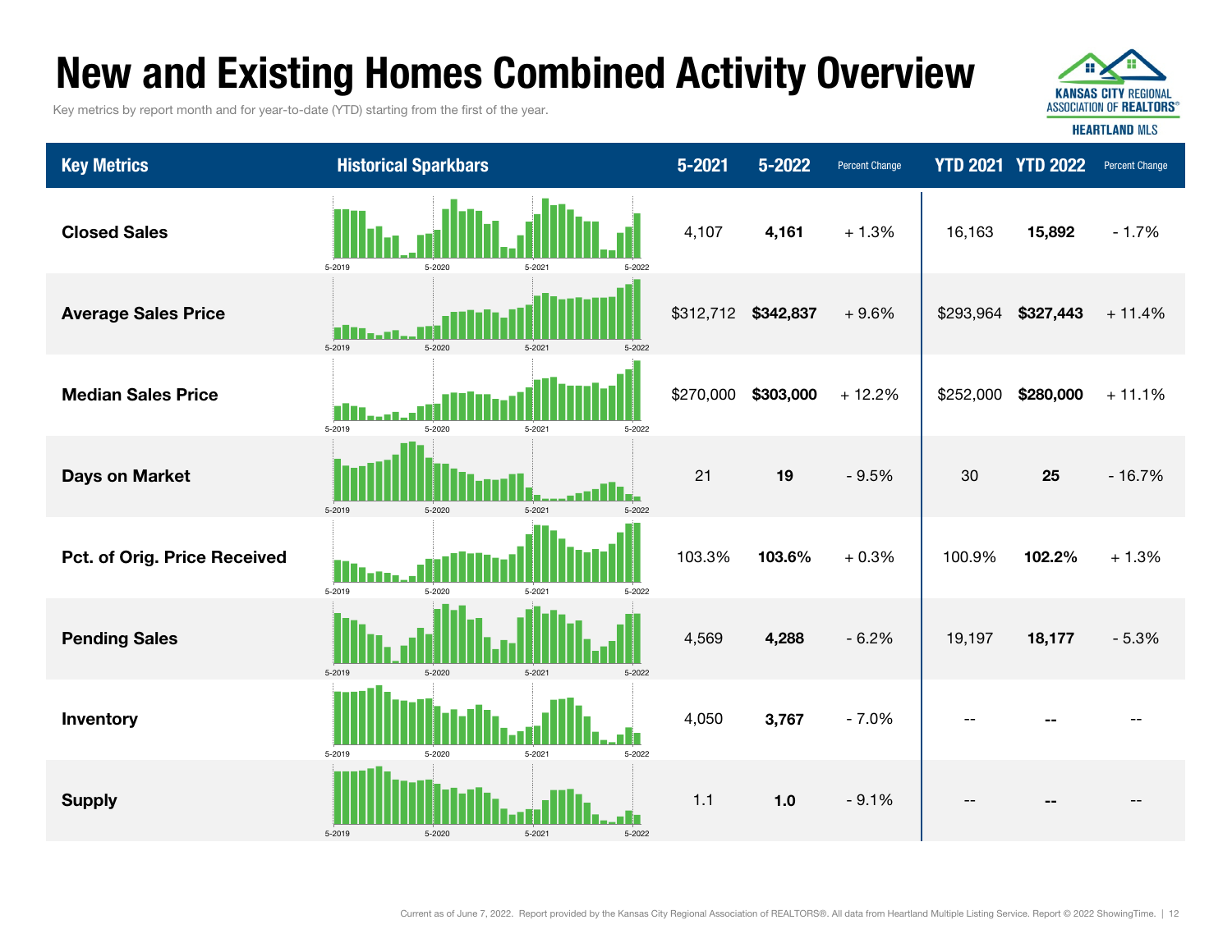# New and Existing Homes Combined Activity Overview

Key metrics by report month and for year-to-date (YTD) starting from the first of the year.

KANSAS CITY REGIONAL ASSOCIATION OF REALTORS®
HEARTLAND MLS

| Key Metrics | Historical Sparkbars | 5-2021 | 5-2022 | Percent Change | YTD 2021 | YTD 2022 | Percent Change |
|---|---|---|---|---|---|---|---|
| Closed Sales | 5-2019 5-2020 5-2021 5-2022 | 4,107 | **4,161** | + 1.3% | 16,163 | **15,892** | - 1.7% |
| Average Sales Price | 5-2019 5-2020 5-2021 5-2022 | $312,712 | **$342,837** | + 9.6% | $293,964 | **$327,443** | + 11.4% |
| Median Sales Price | 5-2019 5-2020 5-2021 5-2022 | $270,000 | **$303,000** | + 12.2% | $252,000 | **$280,000** | + 11.1% |
| Days on Market | 5-2019 5-2020 5-2021 5-2022 | 21 | **19** | - 9.5% | 30 | **25** | - 16.7% |
| Pct. of Orig. Price Received | 5-2019 5-2020 5-2021 5-2022 | 103.3% | **103.6%** | + 0.3% | 100.9% | **102.2%** | + 1.3% |
| Pending Sales | 5-2019 5-2020 5-2021 5-2022 | 4,569 | **4,288** | - 6.2% | 19,197 | **18,177** | - 5.3% |
| Inventory | 5-2019 5-2020 5-2021 5-2022 | 4,050 | **3,767** | - 7.0% | -- | **--** | -- |
| Supply | 5-2019 5-2020 5-2021 5-2022 | 1.1 | **1.0** | - 9.1% | -- | **--** | -- |

Current as of June 7, 2022. Report provided by the Kansas City Regional Association of REALTORS®. All data from Heartland Multiple Listing Service. Report © 2022 ShowingTime.